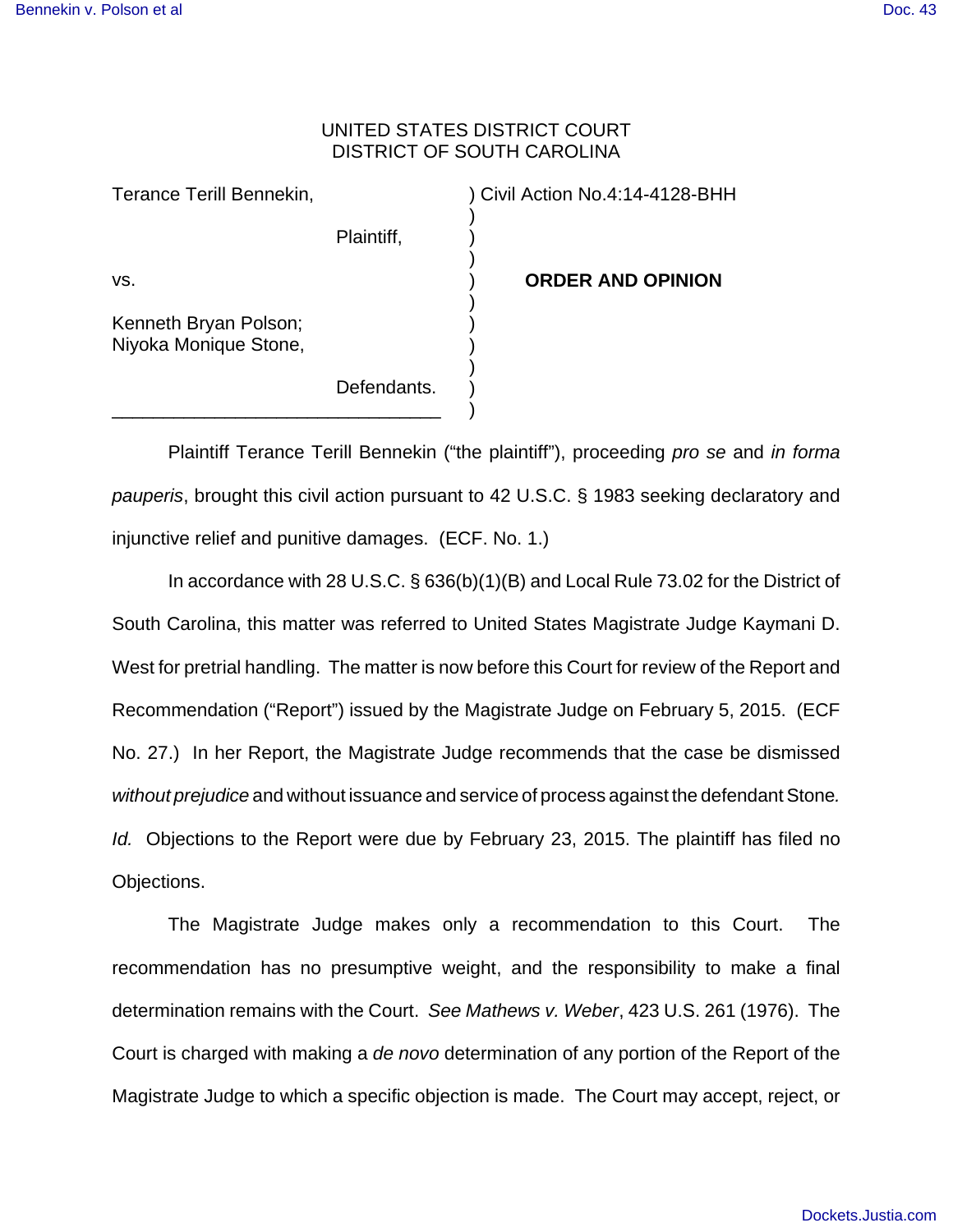UNITED STATES DISTRICT COURT
DISTRICT OF SOUTH CAROLINA

| | | |
|---|---|---|
| Terance Terill Bennekin, | ) | Civil Action No.4:14-4128-BHH |
| Plaintiff, | ) | |
| vs. | ) | **ORDER AND OPINION** |
| Kenneth Bryan Polson; Niyoka Monique Stone, | ) | |
| Defendants. | ) | |

Plaintiff Terance Terill Bennekin ("the plaintiff"), proceeding *pro se* and *in forma pauperis*, brought this civil action pursuant to 42 U.S.C. § 1983 seeking declaratory and injunctive relief and punitive damages. (ECF. No. 1.)

In accordance with 28 U.S.C. § 636(b)(1)(B) and Local Rule 73.02 for the District of South Carolina, this matter was referred to United States Magistrate Judge Kaymani D. West for pretrial handling. The matter is now before this Court for review of the Report and Recommendation ("Report") issued by the Magistrate Judge on February 5, 2015. (ECF No. 27.) In her Report, the Magistrate Judge recommends that the case be dismissed *without prejudice* and without issuance and service of process against the defendant Stone. *Id.* Objections to the Report were due by February 23, 2015. The plaintiff has filed no Objections.

The Magistrate Judge makes only a recommendation to this Court. The recommendation has no presumptive weight, and the responsibility to make a final determination remains with the Court. *See Mathews v. Weber*, 423 U.S. 261 (1976). The Court is charged with making a *de novo* determination of any portion of the Report of the Magistrate Judge to which a specific objection is made. The Court may accept, reject, or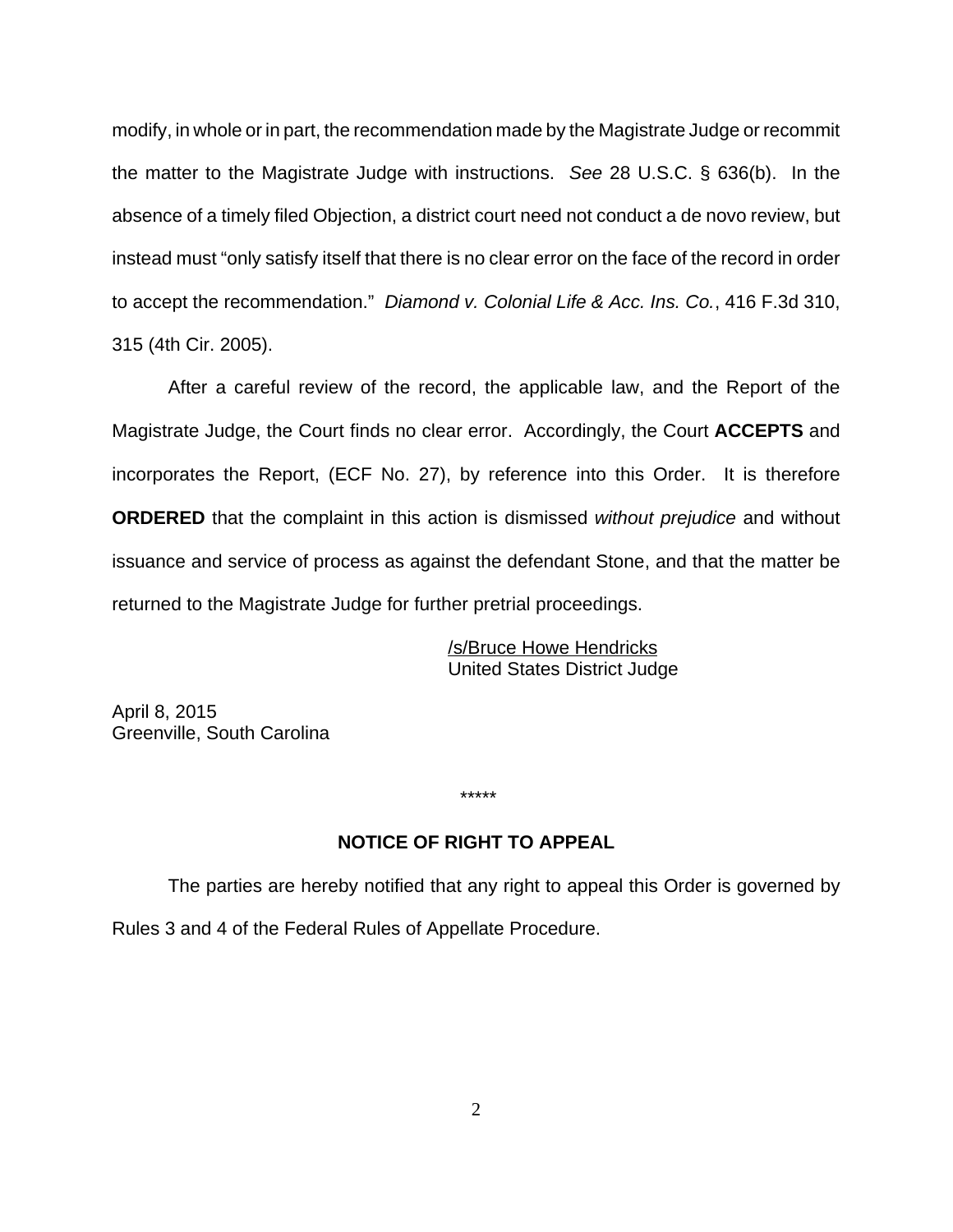modify, in whole or in part, the recommendation made by the Magistrate Judge or recommit the matter to the Magistrate Judge with instructions. *See* 28 U.S.C. § 636(b). In the absence of a timely filed Objection, a district court need not conduct a de novo review, but instead must "only satisfy itself that there is no clear error on the face of the record in order to accept the recommendation." *Diamond v. Colonial Life & Acc. Ins. Co.*, 416 F.3d 310, 315 (4th Cir. 2005).

After a careful review of the record, the applicable law, and the Report of the Magistrate Judge, the Court finds no clear error. Accordingly, the Court **ACCEPTS** and incorporates the Report, (ECF No. 27), by reference into this Order. It is therefore **ORDERED** that the complaint in this action is dismissed *without prejudice* and without issuance and service of process as against the defendant Stone, and that the matter be returned to the Magistrate Judge for further pretrial proceedings.

/s/Bruce Howe Hendricks
United States District Judge

April 8, 2015
Greenville, South Carolina

\*\*\*\*\*

**NOTICE OF RIGHT TO APPEAL**

The parties are hereby notified that any right to appeal this Order is governed by Rules 3 and 4 of the Federal Rules of Appellate Procedure.